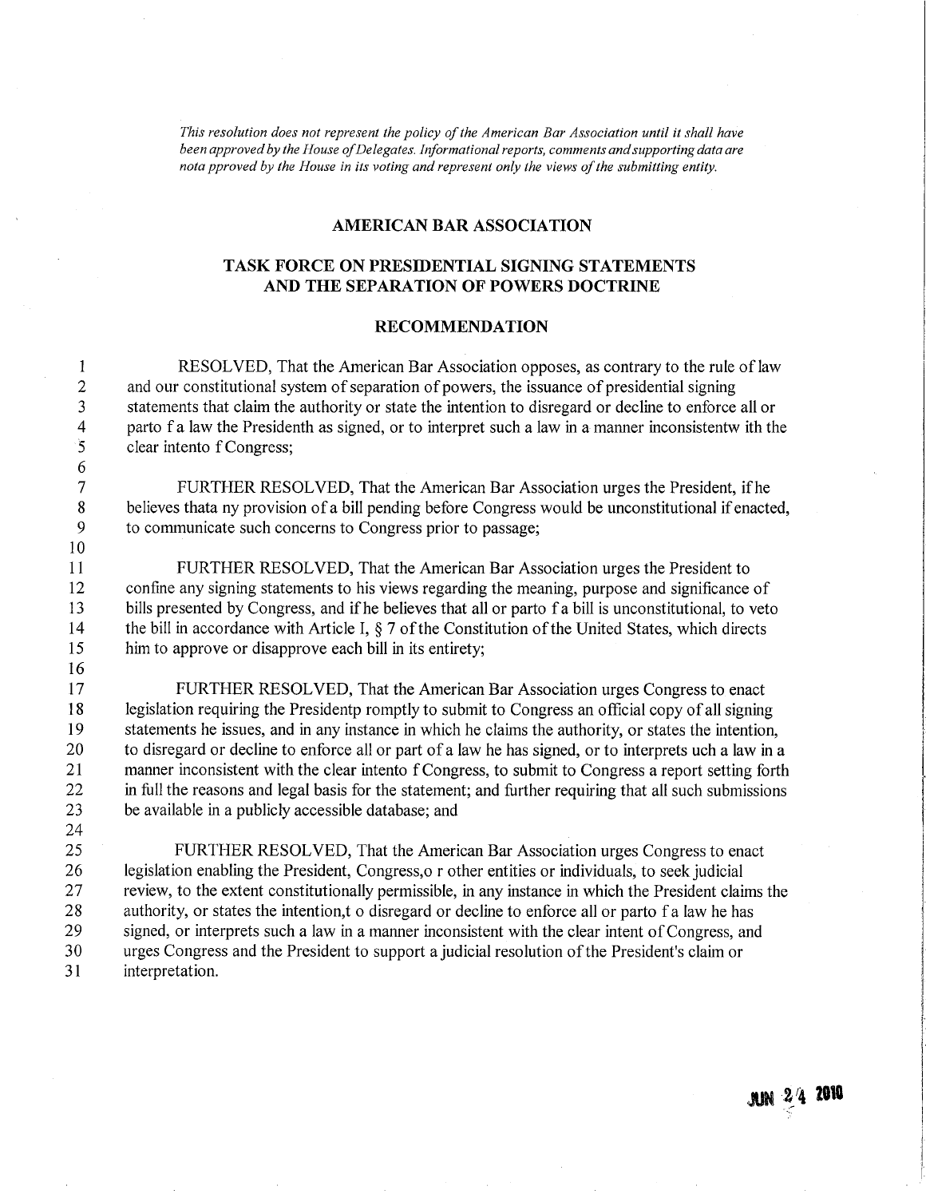*This resolution does not represent the policy of the American Bar Association until it shall have been approved by the House of Delegates. Informational reports, comments and supporting data are nota pproved by the House in its voting and represent only the views of the submitting entity.*

**AMERICAN BAR ASSOCIATION**

**TASK FORCE ON PRESIDENTIAL SIGNING STATEMENTS AND THE SEPARATION OF POWERS DOCTRINE**

**RECOMMENDATION**

RESOLVED, That the American Bar Association opposes, as contrary to the rule of law and our constitutional system of separation of powers, the issuance of presidential signing statements that claim the authority or state the intention to disregard or decline to enforce all or parto f a law the Presidenth as signed, or to interpret such a law in a manner inconsistentw ith the clear intento f Congress;

FURTHER RESOLVED, That the American Bar Association urges the President, if he believes thata ny provision of a bill pending before Congress would be unconstitutional if enacted, to communicate such concerns to Congress prior to passage;

FURTHER RESOLVED, That the American Bar Association urges the President to confine any signing statements to his views regarding the meaning, purpose and significance of bills presented by Congress, and if he believes that all or parto f a bill is unconstitutional, to veto the bill in accordance with Article I, § 7 of the Constitution of the United States, which directs him to approve or disapprove each bill in its entirety;

FURTHER RESOLVED, That the American Bar Association urges Congress to enact legislation requiring the Presidentp romptly to submit to Congress an official copy of all signing statements he issues, and in any instance in which he claims the authority, or states the intention, to disregard or decline to enforce all or part of a law he has signed, or to interprets uch a law in a manner inconsistent with the clear intento f Congress, to submit to Congress a report setting forth in full the reasons and legal basis for the statement; and further requiring that all such submissions be available in a publicly accessible database; and

FURTHER RESOLVED, That the American Bar Association urges Congress to enact legislation enabling the President, Congress,o r other entities or individuals, to seek judicial review, to the extent constitutionally permissible, in any instance in which the President claims the authority, or states the intention,t o disregard or decline to enforce all or parto f a law he has signed, or interprets such a law in a manner inconsistent with the clear intent of Congress, and urges Congress and the President to support a judicial resolution of the President's claim or interpretation.

JUN 24 2010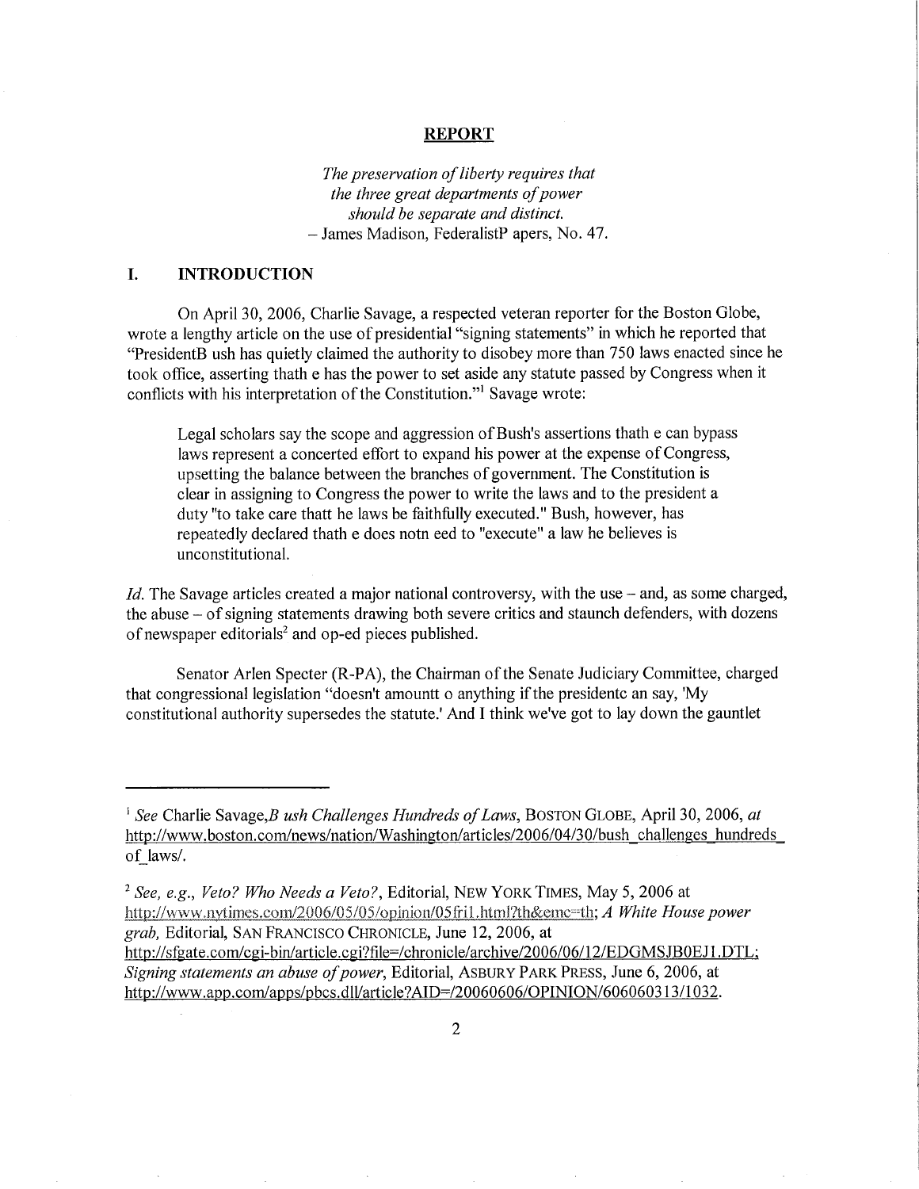# REPORT

*The preservation of liberty requires that*
*the three great departments of power*
*should be separate and distinct.*
– James Madison, FederalistP apers, No. 47.

## I. INTRODUCTION

On April 30, 2006, Charlie Savage, a respected veteran reporter for the Boston Globe, wrote a lengthy article on the use of presidential "signing statements" in which he reported that "PresidentB ush has quietly claimed the authority to disobey more than 750 laws enacted since he took office, asserting thath e has the power to set aside any statute passed by Congress when it conflicts with his interpretation of the Constitution."[1] Savage wrote:

> Legal scholars say the scope and aggression of Bush's assertions thath e can bypass laws represent a concerted effort to expand his power at the expense of Congress, upsetting the balance between the branches of government. The Constitution is clear in assigning to Congress the power to write the laws and to the president a duty "to take care thatt he laws be faithfully executed." Bush, however, has repeatedly declared thath e does notn eed to "execute" a law he believes is unconstitutional.

*Id.* The Savage articles created a major national controversy, with the use – and, as some charged, the abuse – of signing statements drawing both severe critics and staunch defenders, with dozens of newspaper editorials[2] and op-ed pieces published.

Senator Arlen Specter (R-PA), the Chairman of the Senate Judiciary Committee, charged that congressional legislation "doesn't amountt o anything if the presidentc an say, 'My constitutional authority supersedes the statute.' And I think we've got to lay down the gauntlet

---

[1] *See* Charlie Savage,*B ush Challenges Hundreds of Laws*, BOSTON GLOBE, April 30, 2006, *at* http://www.boston.com/news/nation/Washington/articles/2006/04/30/bush_challenges_hundreds_of_laws/.

[2] *See, e.g., Veto? Who Needs a Veto?*, Editorial, NEW YORK TIMES, May 5, 2006 at http://www.nytimes.com/2006/05/05/opinion/05fri1.html?th&emc=th; *A White House power grab,* Editorial, SAN FRANCISCO CHRONICLE, June 12, 2006, at http://sfgate.com/cgi-bin/article.cgi?file=/chronicle/archive/2006/06/12/EDGMSJB0EJ1.DTL; *Signing statements an abuse of power*, Editorial, ASBURY PARK PRESS, June 6, 2006, at http://www.app.com/apps/pbcs.dll/article?AID=/20060606/OPINION/606060313/1032.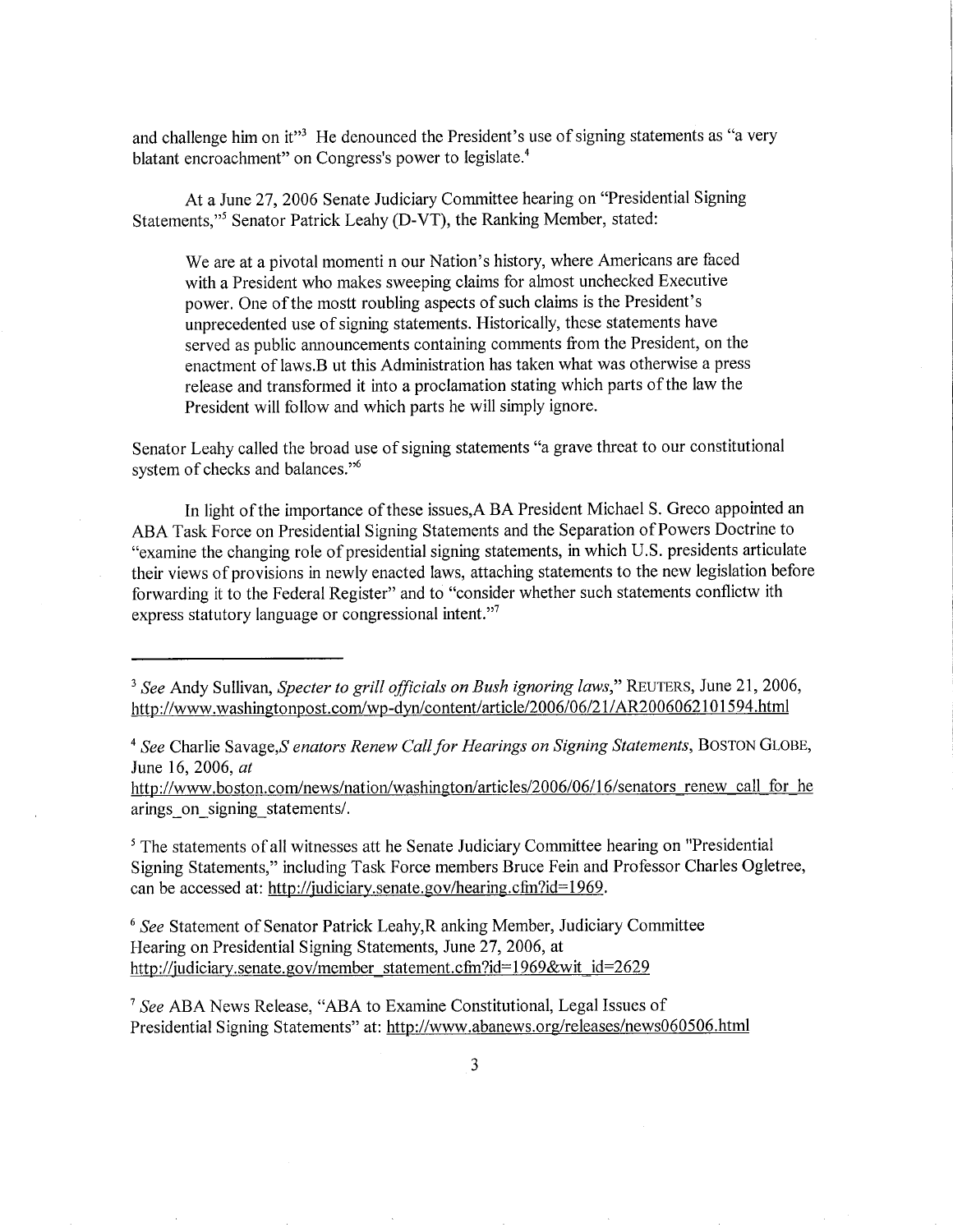and challenge him on it"[3] He denounced the President's use of signing statements as "a very blatant encroachment" on Congress's power to legislate.[4]

At a June 27, 2006 Senate Judiciary Committee hearing on "Presidential Signing Statements,"[5] Senator Patrick Leahy (D-VT), the Ranking Member, stated:

> We are at a pivotal momenti n our Nation's history, where Americans are faced with a President who makes sweeping claims for almost unchecked Executive power. One of the mostt roubling aspects of such claims is the President's unprecedented use of signing statements. Historically, these statements have served as public announcements containing comments from the President, on the enactment of laws.B ut this Administration has taken what was otherwise a press release and transformed it into a proclamation stating which parts of the law the President will follow and which parts he will simply ignore.

Senator Leahy called the broad use of signing statements "a grave threat to our constitutional system of checks and balances."[6]

In light of the importance of these issues,A BA President Michael S. Greco appointed an ABA Task Force on Presidential Signing Statements and the Separation of Powers Doctrine to "examine the changing role of presidential signing statements, in which U.S. presidents articulate their views of provisions in newly enacted laws, attaching statements to the new legislation before forwarding it to the Federal Register" and to "consider whether such statements conflictw ith express statutory language or congressional intent."[7]

---

[3] *See* Andy Sullivan, *Specter to grill officials on Bush ignoring laws*," REUTERS, June 21, 2006, http://www.washingtonpost.com/wp-dyn/content/article/2006/06/21/AR2006062101594.html

[4] *See* Charlie Savage,*S enators Renew Call for Hearings on Signing Statements*, BOSTON GLOBE, June 16, 2006, *at* http://www.boston.com/news/nation/washington/articles/2006/06/16/senators_renew_call_for_hearings_on_signing_statements/.

[5] The statements of all witnesses att he Senate Judiciary Committee hearing on "Presidential Signing Statements," including Task Force members Bruce Fein and Professor Charles Ogletree, can be accessed at: http://judiciary.senate.gov/hearing.cfm?id=1969.

[6] *See* Statement of Senator Patrick Leahy,R anking Member, Judiciary Committee Hearing on Presidential Signing Statements, June 27, 2006, at http://judiciary.senate.gov/member_statement.cfm?id=1969&wit_id=2629

[7] *See* ABA News Release, "ABA to Examine Constitutional, Legal Issues of Presidential Signing Statements" at: http://www.abanews.org/releases/news060506.html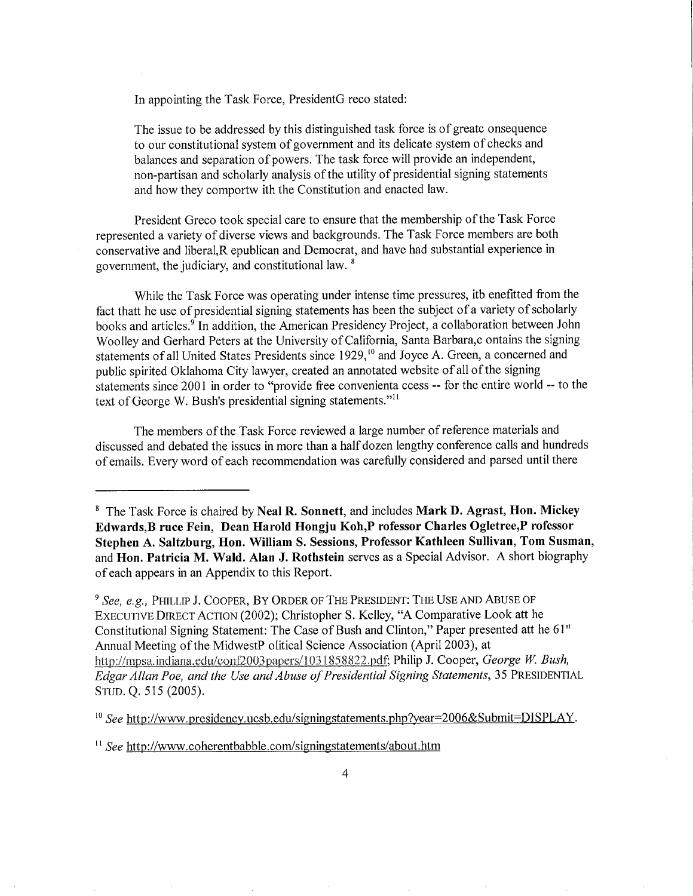In appointing the Task Force, PresidentG reco stated:

> The issue to be addressed by this distinguished task force is of greatc onsequence to our constitutional system of government and its delicate system of checks and balances and separation of powers. The task force will provide an independent, non-partisan and scholarly analysis of the utility of presidential signing statements and how they comportw ith the Constitution and enacted law.

President Greco took special care to ensure that the membership of the Task Force represented a variety of diverse views and backgrounds. The Task Force members are both conservative and liberal,R epublican and Democrat, and have had substantial experience in government, the judiciary, and constitutional law. [8]

While the Task Force was operating under intense time pressures, itb enefitted from the fact thatt he use of presidential signing statements has been the subject of a variety of scholarly books and articles.[9] In addition, the American Presidency Project, a collaboration between John Woolley and Gerhard Peters at the University of California, Santa Barbara,c ontains the signing statements of all United States Presidents since 1929,[10] and Joyce A. Green, a concerned and public spirited Oklahoma City lawyer, created an annotated website of all of the signing statements since 2001 in order to "provide free convenienta ccess -- for the entire world -- to the text of George W. Bush's presidential signing statements."[11]

The members of the Task Force reviewed a large number of reference materials and discussed and debated the issues in more than a half dozen lengthy conference calls and hundreds of emails. Every word of each recommendation was carefully considered and parsed until there

---

[8] The Task Force is chaired by **Neal R. Sonnett**, and includes **Mark D. Agrast, Hon. Mickey Edwards,B ruce Fein, Dean Harold Hongju Koh,P rofessor Charles Ogletree,P rofessor Stephen A. Saltzburg, Hon. William S. Sessions, Professor Kathleen Sullivan, Tom Susman**, and **Hon. Patricia M. Wald. Alan J. Rothstein** serves as a Special Advisor. A short biography of each appears in an Appendix to this Report.

[9] *See, e.g.,* PHILLIP J. COOPER, BY ORDER OF THE PRESIDENT: THE USE AND ABUSE OF EXECUTIVE DIRECT ACTION (2002); Christopher S. Kelley, "A Comparative Look att he Constitutional Signing Statement: The Case of Bush and Clinton," Paper presented att he 61st Annual Meeting of the MidwestP olitical Science Association (April 2003), at http://mpsa.indiana.edu/conf2003papers/1031858822.pdf; Philip J. Cooper, *George W. Bush, Edgar Allan Poe, and the Use and Abuse of Presidential Signing Statements*, 35 PRESIDENTIAL STUD. Q. 515 (2005).

[10] *See* http://www.presidency.ucsb.edu/signingstatements.php?year=2006&Submit=DISPLAY.

[11] *See* http://www.coherentbabble.com/signingstatements/about.htm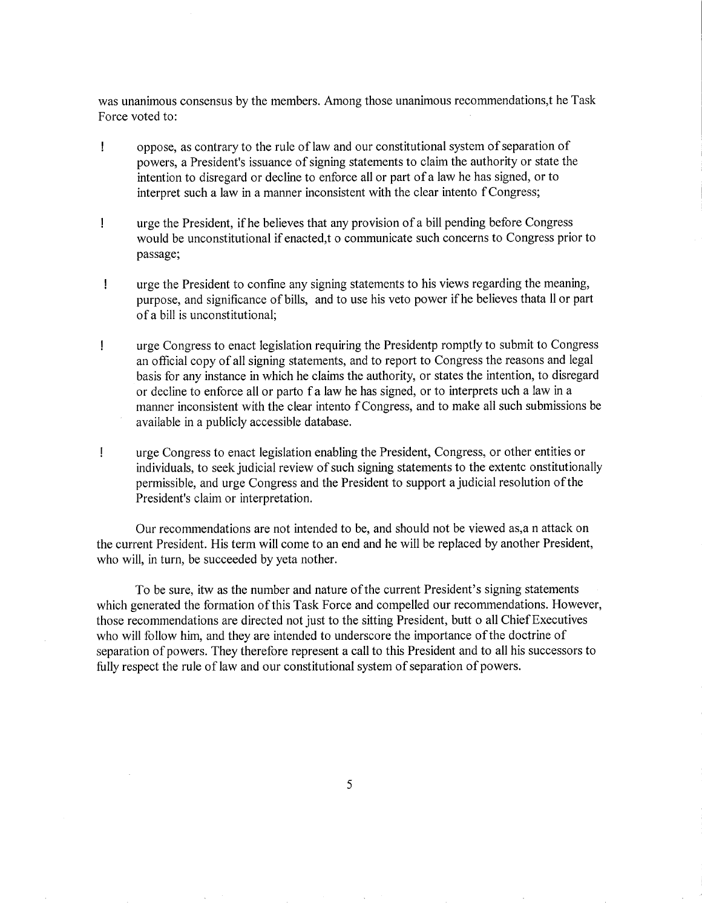was unanimous consensus by the members. Among those unanimous recommendations,t he Task Force voted to:

- oppose, as contrary to the rule of law and our constitutional system of separation of powers, a President's issuance of signing statements to claim the authority or state the intention to disregard or decline to enforce all or part of a law he has signed, or to interpret such a law in a manner inconsistent with the clear intento f Congress;

- urge the President, if he believes that any provision of a bill pending before Congress would be unconstitutional if enacted,t o communicate such concerns to Congress prior to passage;

- urge the President to confine any signing statements to his views regarding the meaning, purpose, and significance of bills, and to use his veto power if he believes thata ll or part of a bill is unconstitutional;

- urge Congress to enact legislation requiring the Presidentp romptly to submit to Congress an official copy of all signing statements, and to report to Congress the reasons and legal basis for any instance in which he claims the authority, or states the intention, to disregard or decline to enforce all or parto f a law he has signed, or to interprets uch a law in a manner inconsistent with the clear intento f Congress, and to make all such submissions be available in a publicly accessible database.

- urge Congress to enact legislation enabling the President, Congress, or other entities or individuals, to seek judicial review of such signing statements to the extentc onstitutionally permissible, and urge Congress and the President to support a judicial resolution of the President's claim or interpretation.

Our recommendations are not intended to be, and should not be viewed as,a n attack on the current President. His term will come to an end and he will be replaced by another President, who will, in turn, be succeeded by yeta nother.

To be sure, itw as the number and nature of the current President's signing statements which generated the formation of this Task Force and compelled our recommendations. However, those recommendations are directed not just to the sitting President, butt o all Chief Executives who will follow him, and they are intended to underscore the importance of the doctrine of separation of powers. They therefore represent a call to this President and to all his successors to fully respect the rule of law and our constitutional system of separation of powers.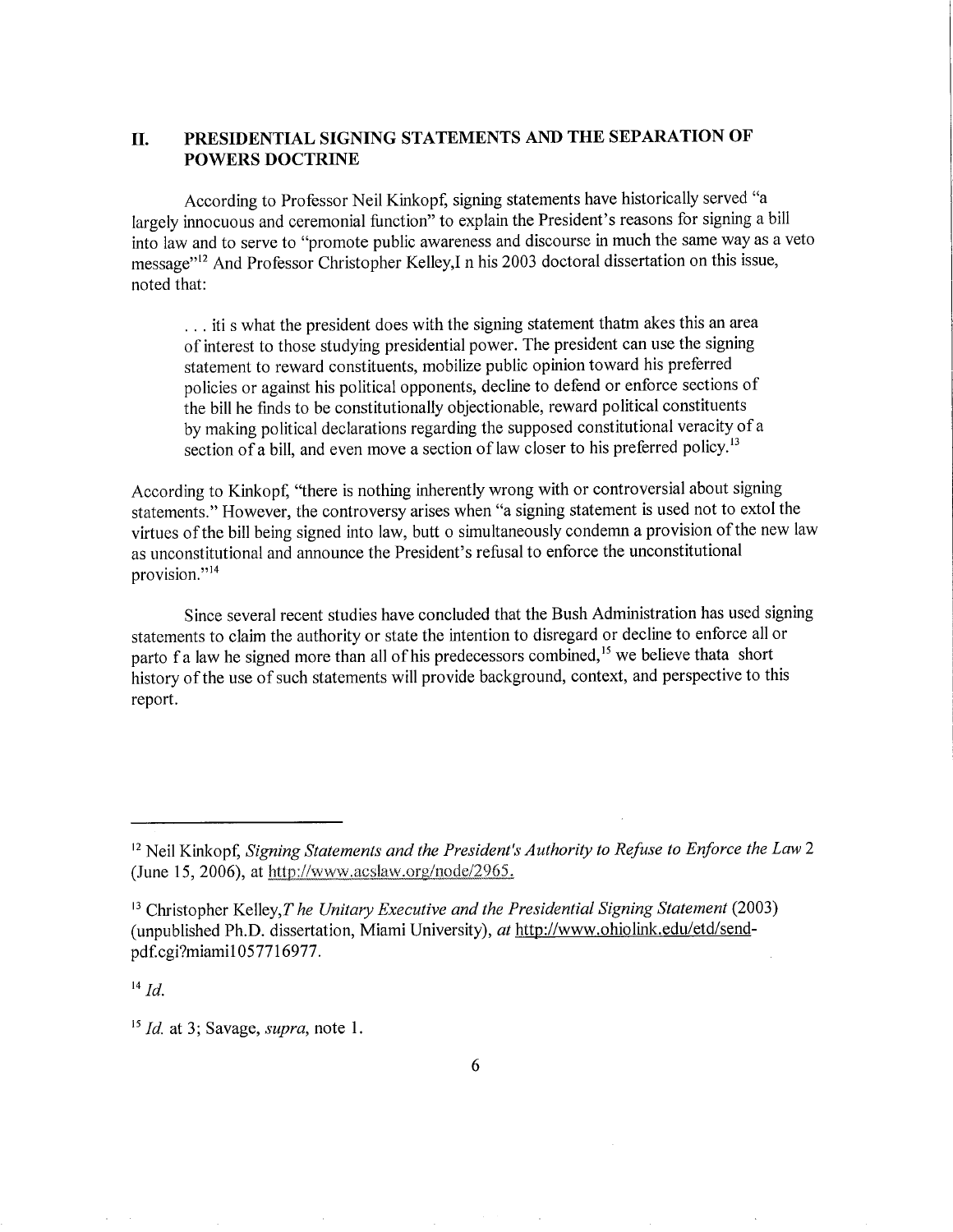## II. PRESIDENTIAL SIGNING STATEMENTS AND THE SEPARATION OF POWERS DOCTRINE

According to Professor Neil Kinkopf, signing statements have historically served "a largely innocuous and ceremonial function" to explain the President's reasons for signing a bill into law and to serve to "promote public awareness and discourse in much the same way as a veto message"[12] And Professor Christopher Kelley,I n his 2003 doctoral dissertation on this issue, noted that:

> . . . iti s what the president does with the signing statement thatm akes this an area of interest to those studying presidential power. The president can use the signing statement to reward constituents, mobilize public opinion toward his preferred policies or against his political opponents, decline to defend or enforce sections of the bill he finds to be constitutionally objectionable, reward political constituents by making political declarations regarding the supposed constitutional veracity of a section of a bill, and even move a section of law closer to his preferred policy.[13]

According to Kinkopf, "there is nothing inherently wrong with or controversial about signing statements." However, the controversy arises when "a signing statement is used not to extol the virtues of the bill being signed into law, butt o simultaneously condemn a provision of the new law as unconstitutional and announce the President's refusal to enforce the unconstitutional provision."[14]

Since several recent studies have concluded that the Bush Administration has used signing statements to claim the authority or state the intention to disregard or decline to enforce all or parto f a law he signed more than all of his predecessors combined,[15] we believe thata short history of the use of such statements will provide background, context, and perspective to this report.

---

[12] Neil Kinkopf, *Signing Statements and the President's Authority to Refuse to Enforce the Law* 2 (June 15, 2006), at http://www.acslaw.org/node/2965.

[13] Christopher Kelley,*T he Unitary Executive and the Presidential Signing Statement* (2003) (unpublished Ph.D. dissertation, Miami University), *at* http://www.ohiolink.edu/etd/send-pdf.cgi?miami1057716977.

[14] *Id.*

[15] *Id.* at 3; Savage, *supra*, note 1.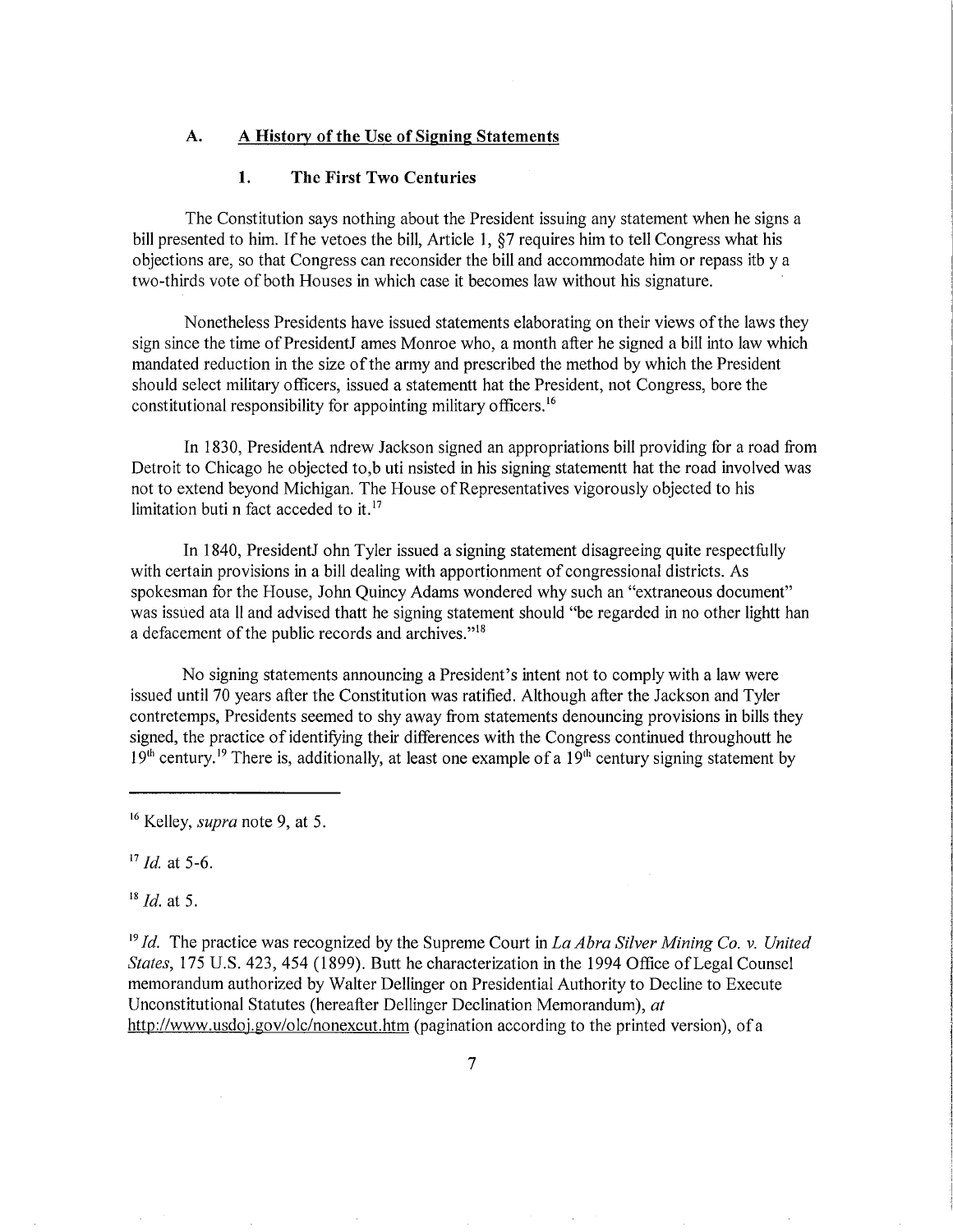## A. A History of the Use of Signing Statements

### 1. The First Two Centuries

The Constitution says nothing about the President issuing any statement when he signs a bill presented to him. If he vetoes the bill, Article 1, §7 requires him to tell Congress what his objections are, so that Congress can reconsider the bill and accommodate him or repass itb y a two-thirds vote of both Houses in which case it becomes law without his signature.

Nonetheless Presidents have issued statements elaborating on their views of the laws they sign since the time of PresidentJ ames Monroe who, a month after he signed a bill into law which mandated reduction in the size of the army and prescribed the method by which the President should select military officers, issued a statementt hat the President, not Congress, bore the constitutional responsibility for appointing military officers.[16]

In 1830, PresidentA ndrew Jackson signed an appropriations bill providing for a road from Detroit to Chicago he objected to,b uti nsisted in his signing statementt hat the road involved was not to extend beyond Michigan. The House of Representatives vigorously objected to his limitation buti n fact acceded to it.[17]

In 1840, PresidentJ ohn Tyler issued a signing statement disagreeing quite respectfully with certain provisions in a bill dealing with apportionment of congressional districts. As spokesman for the House, John Quincy Adams wondered why such an "extraneous document" was issued ata ll and advised thatt he signing statement should "be regarded in no other lightt han a defacement of the public records and archives."[18]

No signing statements announcing a President's intent not to comply with a law were issued until 70 years after the Constitution was ratified. Although after the Jackson and Tyler contretemps, Presidents seemed to shy away from statements denouncing provisions in bills they signed, the practice of identifying their differences with the Congress continued throughoutt he 19[th] century.[19] There is, additionally, at least one example of a 19[th] century signing statement by

---

[16] Kelley, *supra* note 9, at 5.

[17] *Id.* at 5-6.

[18] *Id.* at 5.

[19] *Id.* The practice was recognized by the Supreme Court in *La Abra Silver Mining Co. v. United States*, 175 U.S. 423, 454 (1899). Butt he characterization in the 1994 Office of Legal Counsel memorandum authorized by Walter Dellinger on Presidential Authority to Decline to Execute Unconstitutional Statutes (hereafter Dellinger Declination Memorandum), *at* http://www.usdoj.gov/olc/nonexcut.htm (pagination according to the printed version), of a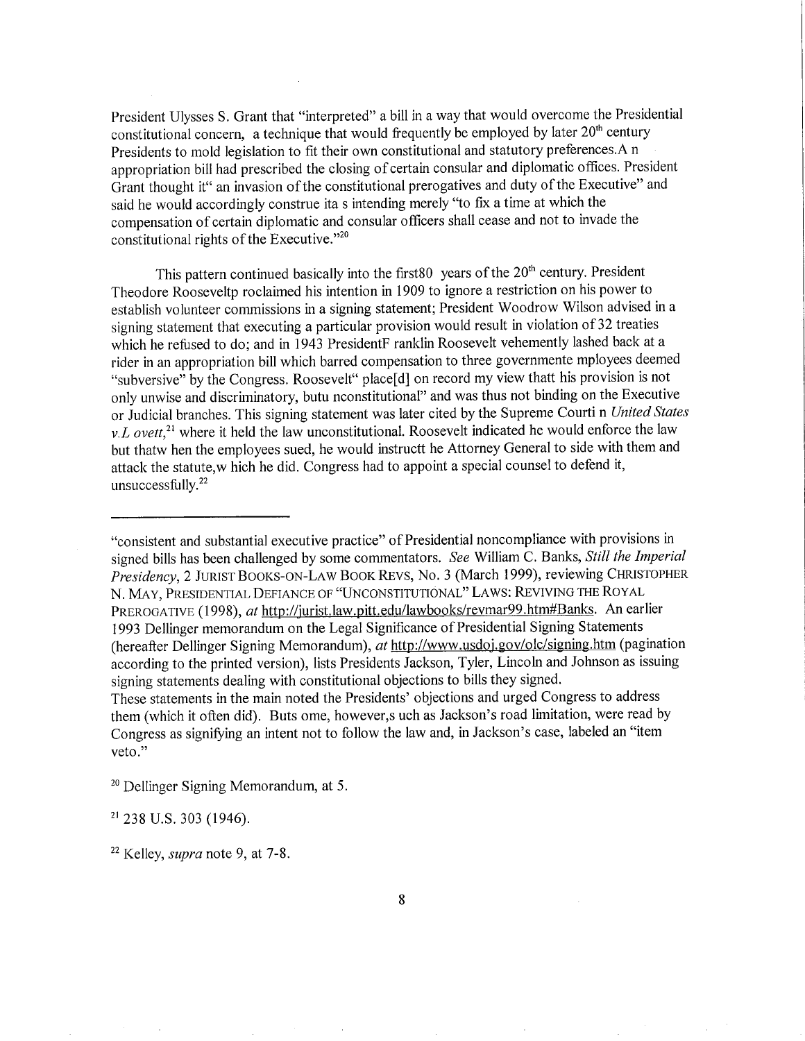President Ulysses S. Grant that "interpreted" a bill in a way that would overcome the Presidential constitutional concern, a technique that would frequently be employed by later 20th century Presidents to mold legislation to fit their own constitutional and statutory preferences.A n appropriation bill had prescribed the closing of certain consular and diplomatic offices. President Grant thought it" an invasion of the constitutional prerogatives and duty of the Executive" and said he would accordingly construe ita s intending merely "to fix a time at which the compensation of certain diplomatic and consular officers shall cease and not to invade the constitutional rights of the Executive."[20]

This pattern continued basically into the first80 years of the 20th century. President Theodore Rooseveltp roclaimed his intention in 1909 to ignore a restriction on his power to establish volunteer commissions in a signing statement; President Woodrow Wilson advised in a signing statement that executing a particular provision would result in violation of 32 treaties which he refused to do; and in 1943 PresidentF ranklin Roosevelt vehemently lashed back at a rider in an appropriation bill which barred compensation to three governmente mployees deemed "subversive" by the Congress. Roosevelt" place[d] on record my view thatt his provision is not only unwise and discriminatory, butu nconstitutional" and was thus not binding on the Executive or Judicial branches. This signing statement was later cited by the Supreme Courti n *United States v.L ovett*,[21] where it held the law unconstitutional. Roosevelt indicated he would enforce the law but thatw hen the employees sued, he would instructt he Attorney General to side with them and attack the statute,w hich he did. Congress had to appoint a special counsel to defend it, unsuccessfully.[22]

---

"consistent and substantial executive practice" of Presidential noncompliance with provisions in signed bills has been challenged by some commentators. *See* William C. Banks, *Still the Imperial Presidency*, 2 JURIST BOOKS-ON-LAW BOOK REVS, No. 3 (March 1999), reviewing CHRISTOPHER N. MAY, PRESIDENTIAL DEFIANCE OF "UNCONSTITUTIONAL" LAWS: REVIVING THE ROYAL PREROGATIVE (1998), *at* http://jurist.law.pitt.edu/lawbooks/revmar99.htm#Banks. An earlier 1993 Dellinger memorandum on the Legal Significance of Presidential Signing Statements (hereafter Dellinger Signing Memorandum), *at* http://www.usdoj.gov/olc/signing.htm (pagination according to the printed version), lists Presidents Jackson, Tyler, Lincoln and Johnson as issuing signing statements dealing with constitutional objections to bills they signed.
These statements in the main noted the Presidents' objections and urged Congress to address them (which it often did). Buts ome, however,s uch as Jackson's road limitation, were read by Congress as signifying an intent not to follow the law and, in Jackson's case, labeled an "item veto."

[20] Dellinger Signing Memorandum, at 5.

[21] 238 U.S. 303 (1946).

[22] Kelley, *supra* note 9, at 7-8.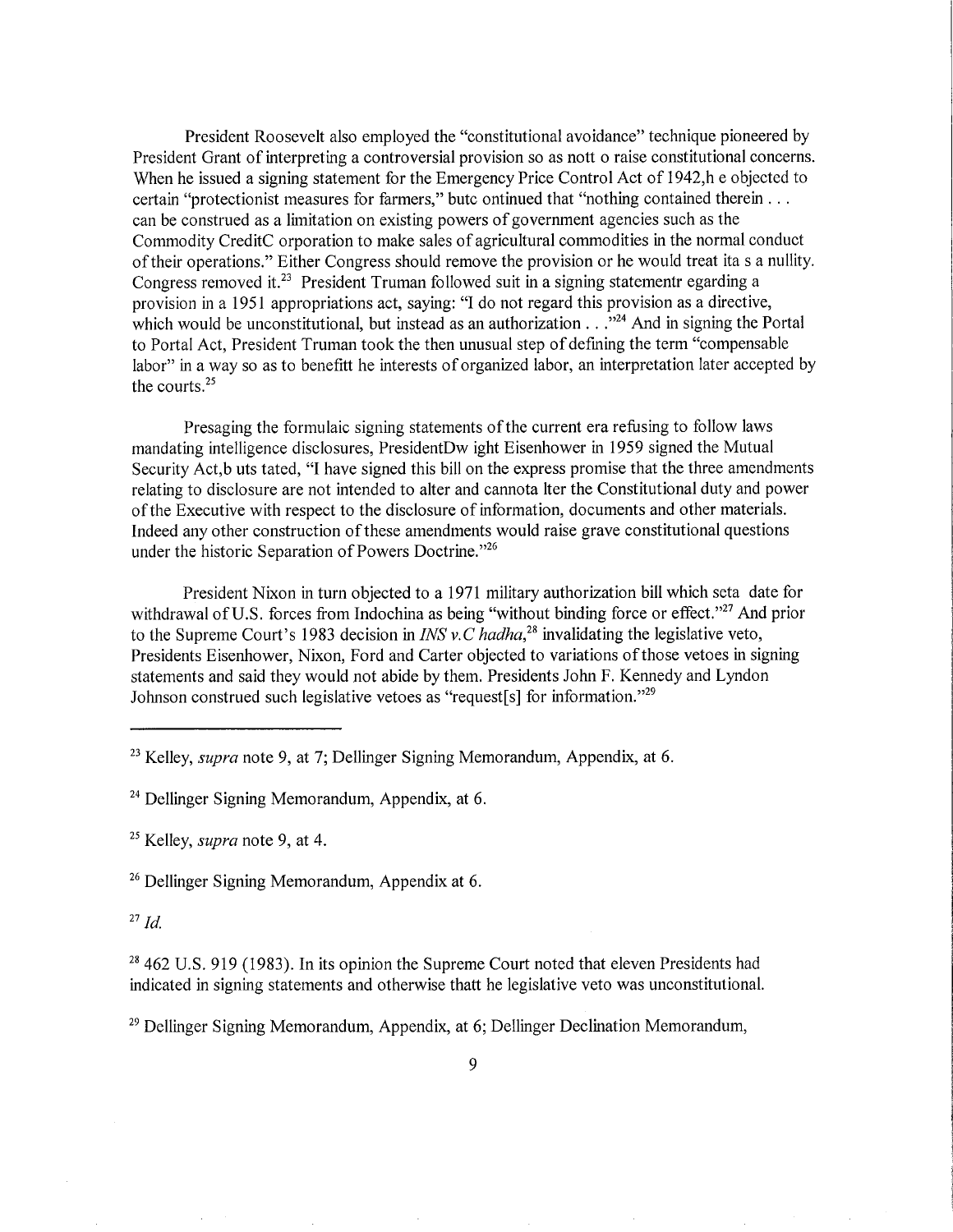President Roosevelt also employed the "constitutional avoidance" technique pioneered by President Grant of interpreting a controversial provision so as not to raise constitutional concerns. When he issued a signing statement for the Emergency Price Control Act of 1942, he objected to certain "protectionist measures for farmers," but continued that "nothing contained therein . . . can be construed as a limitation on existing powers of government agencies such as the Commodity Credit Corporation to make sales of agricultural commodities in the normal conduct of their operations." Either Congress should remove the provision or he would treat it as a nullity. Congress removed it.[23] President Truman followed suit in a signing statement regarding a provision in a 1951 appropriations act, saying: "I do not regard this provision as a directive, which would be unconstitutional, but instead as an authorization . . ."[24] And in signing the Portal to Portal Act, President Truman took the then unusual step of defining the term "compensable labor" in a way so as to benefit the interests of organized labor, an interpretation later accepted by the courts.[25]

Presaging the formulaic signing statements of the current era refusing to follow laws mandating intelligence disclosures, President Dwight Eisenhower in 1959 signed the Mutual Security Act, but stated, "I have signed this bill on the express promise that the three amendments relating to disclosure are not intended to alter and cannot alter the Constitutional duty and power of the Executive with respect to the disclosure of information, documents and other materials. Indeed any other construction of these amendments would raise grave constitutional questions under the historic Separation of Powers Doctrine."[26]

President Nixon in turn objected to a 1971 military authorization bill which set a date for withdrawal of U.S. forces from Indochina as being "without binding force or effect."[27] And prior to the Supreme Court's 1983 decision in *INS v. Chadha*,[28] invalidating the legislative veto, Presidents Eisenhower, Nixon, Ford and Carter objected to variations of those vetoes in signing statements and said they would not abide by them. Presidents John F. Kennedy and Lyndon Johnson construed such legislative vetoes as "request[s] for information."[29]

---

[23] Kelley, *supra* note 9, at 7; Dellinger Signing Memorandum, Appendix, at 6.

[24] Dellinger Signing Memorandum, Appendix, at 6.

[25] Kelley, *supra* note 9, at 4.

[26] Dellinger Signing Memorandum, Appendix at 6.

[27] *Id.*

[28] 462 U.S. 919 (1983). In its opinion the Supreme Court noted that eleven Presidents had indicated in signing statements and otherwise that the legislative veto was unconstitutional.

[29] Dellinger Signing Memorandum, Appendix, at 6; Dellinger Declination Memorandum,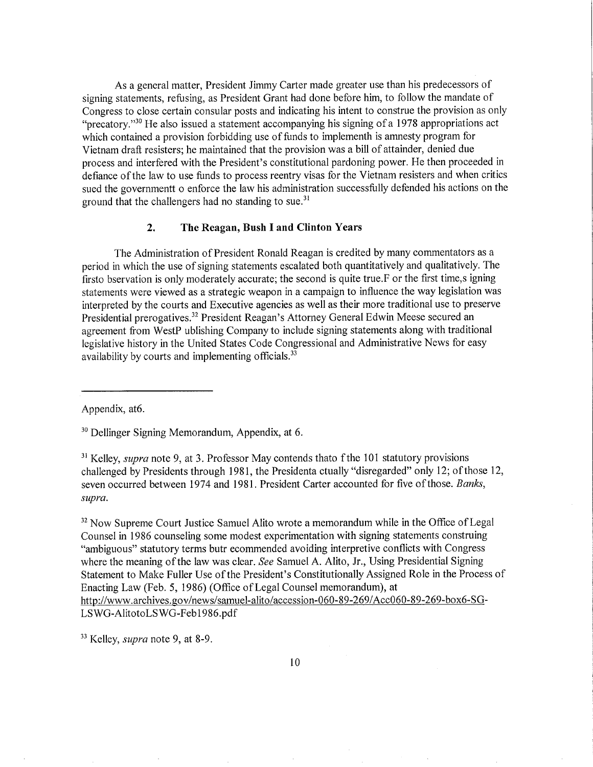As a general matter, President Jimmy Carter made greater use than his predecessors of signing statements, refusing, as President Grant had done before him, to follow the mandate of Congress to close certain consular posts and indicating his intent to construe the provision as only "precatory."[30] He also issued a statement accompanying his signing of a 1978 appropriations act which contained a provision forbidding use of funds to implementh is amnesty program for Vietnam draft resisters; he maintained that the provision was a bill of attainder, denied due process and interfered with the President's constitutional pardoning power. He then proceeded in defiance of the law to use funds to process reentry visas for the Vietnam resisters and when critics sued the governmentt o enforce the law his administration successfully defended his actions on the ground that the challengers had no standing to sue.[31]

## 2. The Reagan, Bush I and Clinton Years

The Administration of President Ronald Reagan is credited by many commentators as a period in which the use of signing statements escalated both quantitatively and qualitatively. The firsto bservation is only moderately accurate; the second is quite true.F or the first time,s igning statements were viewed as a strategic weapon in a campaign to influence the way legislation was interpreted by the courts and Executive agencies as well as their more traditional use to preserve Presidential prerogatives.[32] President Reagan's Attorney General Edwin Meese secured an agreement from WestP ublishing Company to include signing statements along with traditional legislative history in the United States Code Congressional and Administrative News for easy availability by courts and implementing officials.[33]

---

Appendix, at6.

[30] Dellinger Signing Memorandum, Appendix, at 6.

[31] Kelley, *supra* note 9, at 3. Professor May contends thato f the 101 statutory provisions challenged by Presidents through 1981, the Presidenta ctually "disregarded" only 12; of those 12, seven occurred between 1974 and 1981. President Carter accounted for five of those. *Banks, supra.*

[32] Now Supreme Court Justice Samuel Alito wrote a memorandum while in the Office of Legal Counsel in 1986 counseling some modest experimentation with signing statements construing "ambiguous" statutory terms butr ecommended avoiding interpretive conflicts with Congress where the meaning of the law was clear. *See* Samuel A. Alito, Jr., Using Presidential Signing Statement to Make Fuller Use of the President's Constitutionally Assigned Role in the Process of Enacting Law (Feb. 5, 1986) (Office of Legal Counsel memorandum), at http://www.archives.gov/news/samuel-alito/accession-060-89-269/Acc060-89-269-box6-SG-LSWG-AlitotoLSWG-Feb1986.pdf

[33] Kelley, *supra* note 9, at 8-9.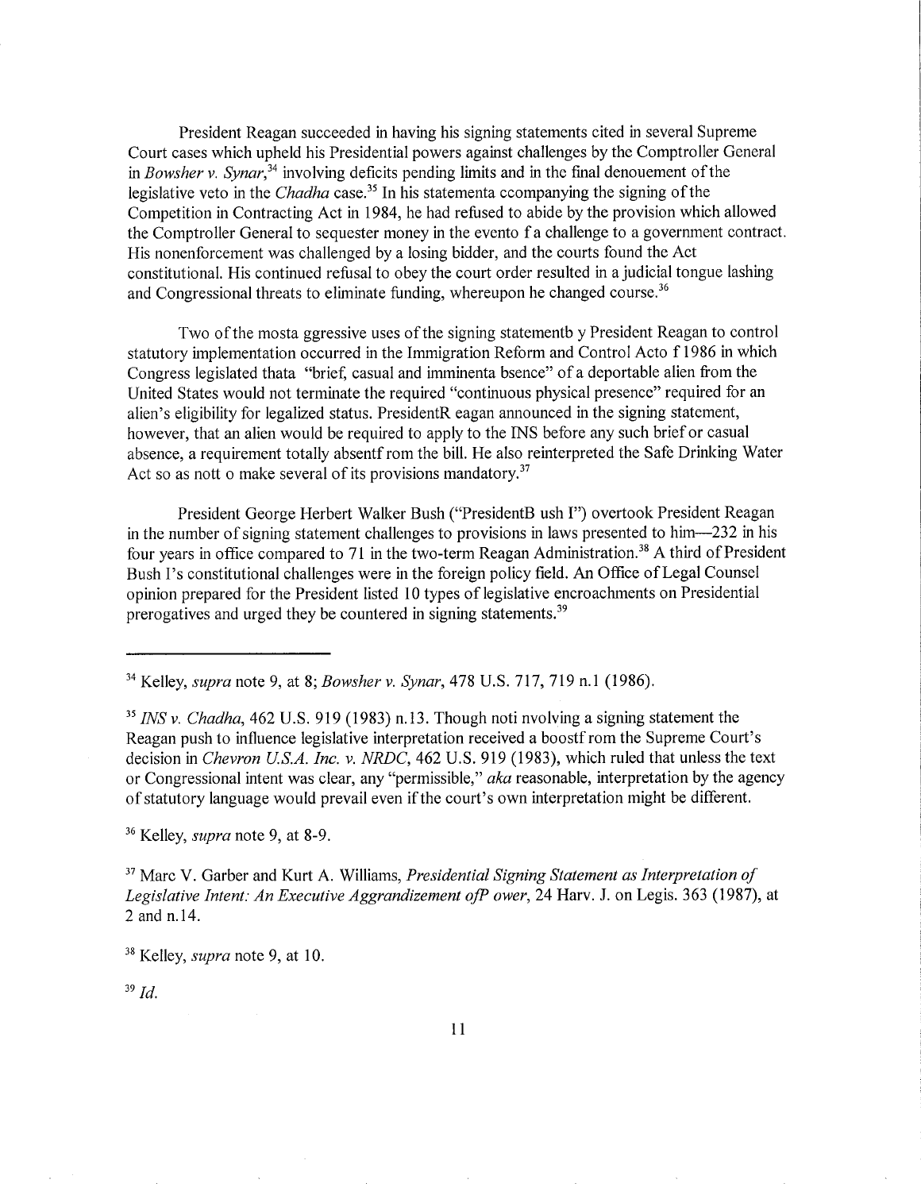President Reagan succeeded in having his signing statements cited in several Supreme Court cases which upheld his Presidential powers against challenges by the Comptroller General in *Bowsher v. Synar*,[34] involving deficits pending limits and in the final denouement of the legislative veto in the *Chadha* case.[35] In his statementa ccompanying the signing of the Competition in Contracting Act in 1984, he had refused to abide by the provision which allowed the Comptroller General to sequester money in the evento f a challenge to a government contract. His nonenforcement was challenged by a losing bidder, and the courts found the Act constitutional. His continued refusal to obey the court order resulted in a judicial tongue lashing and Congressional threats to eliminate funding, whereupon he changed course.[36]

Two of the mosta ggressive uses of the signing statementb y President Reagan to control statutory implementation occurred in the Immigration Reform and Control Acto f 1986 in which Congress legislated thata "brief, casual and imminenta bsence" of a deportable alien from the United States would not terminate the required "continuous physical presence" required for an alien's eligibility for legalized status. PresidentR eagan announced in the signing statement, however, that an alien would be required to apply to the INS before any such brief or casual absence, a requirement totally absentf rom the bill. He also reinterpreted the Safe Drinking Water Act so as nott o make several of its provisions mandatory.[37]

President George Herbert Walker Bush ("PresidentB ush I") overtook President Reagan in the number of signing statement challenges to provisions in laws presented to him—232 in his four years in office compared to 71 in the two-term Reagan Administration.[38] A third of President Bush I's constitutional challenges were in the foreign policy field. An Office of Legal Counsel opinion prepared for the President listed 10 types of legislative encroachments on Presidential prerogatives and urged they be countered in signing statements.[39]

---

[34] Kelley, *supra* note 9, at 8; *Bowsher v. Synar*, 478 U.S. 717, 719 n.1 (1986).

[35] *INS v. Chadha*, 462 U.S. 919 (1983) n.13. Though noti nvolving a signing statement the Reagan push to influence legislative interpretation received a boostf rom the Supreme Court's decision in *Chevron U.S.A. Inc. v. NRDC*, 462 U.S. 919 (1983), which ruled that unless the text or Congressional intent was clear, any "permissible," *aka* reasonable, interpretation by the agency of statutory language would prevail even if the court's own interpretation might be different.

[36] Kelley, *supra* note 9, at 8-9.

[37] Marc V. Garber and Kurt A. Williams, *Presidential Signing Statement as Interpretation of Legislative Intent: An Executive Aggrandizement ofP ower*, 24 Harv. J. on Legis. 363 (1987), at 2 and n.14.

[38] Kelley, *supra* note 9, at 10.

[39] *Id.*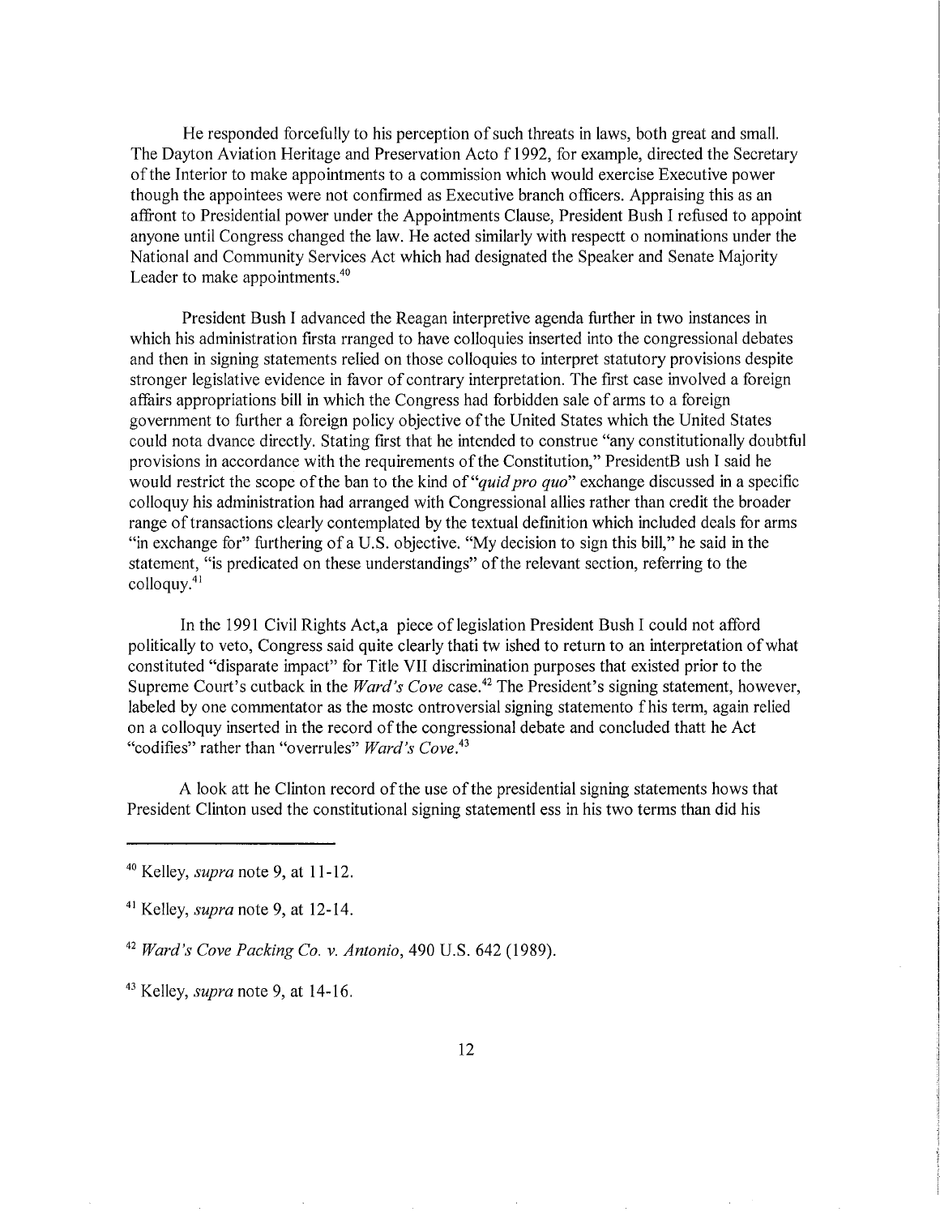He responded forcefully to his perception of such threats in laws, both great and small. The Dayton Aviation Heritage and Preservation Acto f 1992, for example, directed the Secretary of the Interior to make appointments to a commission which would exercise Executive power though the appointees were not confirmed as Executive branch officers. Appraising this as an affront to Presidential power under the Appointments Clause, President Bush I refused to appoint anyone until Congress changed the law. He acted similarly with respectt o nominations under the National and Community Services Act which had designated the Speaker and Senate Majority Leader to make appointments.[40]

President Bush I advanced the Reagan interpretive agenda further in two instances in which his administration firsta rranged to have colloquies inserted into the congressional debates and then in signing statements relied on those colloquies to interpret statutory provisions despite stronger legislative evidence in favor of contrary interpretation. The first case involved a foreign affairs appropriations bill in which the Congress had forbidden sale of arms to a foreign government to further a foreign policy objective of the United States which the United States could nota dvance directly. Stating first that he intended to construe "any constitutionally doubtful provisions in accordance with the requirements of the Constitution," PresidentB ush I said he would restrict the scope of the ban to the kind of "*quid pro quo*" exchange discussed in a specific colloquy his administration had arranged with Congressional allies rather than credit the broader range of transactions clearly contemplated by the textual definition which included deals for arms "in exchange for" furthering of a U.S. objective. "My decision to sign this bill," he said in the statement, "is predicated on these understandings" of the relevant section, referring to the colloquy.[41]

In the 1991 Civil Rights Act,a piece of legislation President Bush I could not afford politically to veto, Congress said quite clearly thati tw ished to return to an interpretation of what constituted "disparate impact" for Title VII discrimination purposes that existed prior to the Supreme Court's cutback in the *Ward's Cove* case.[42] The President's signing statement, however, labeled by one commentator as the mostc ontroversial signing statemento f his term, again relied on a colloquy inserted in the record of the congressional debate and concluded thatt he Act "codifies" rather than "overrules" *Ward's Cove*.[43]

A look att he Clinton record of the use of the presidential signing statements hows that President Clinton used the constitutional signing statementl ess in his two terms than did his

---

[40] Kelley, *supra* note 9, at 11-12.

[41] Kelley, *supra* note 9, at 12-14.

[42] *Ward's Cove Packing Co. v. Antonio*, 490 U.S. 642 (1989).

[43] Kelley, *supra* note 9, at 14-16.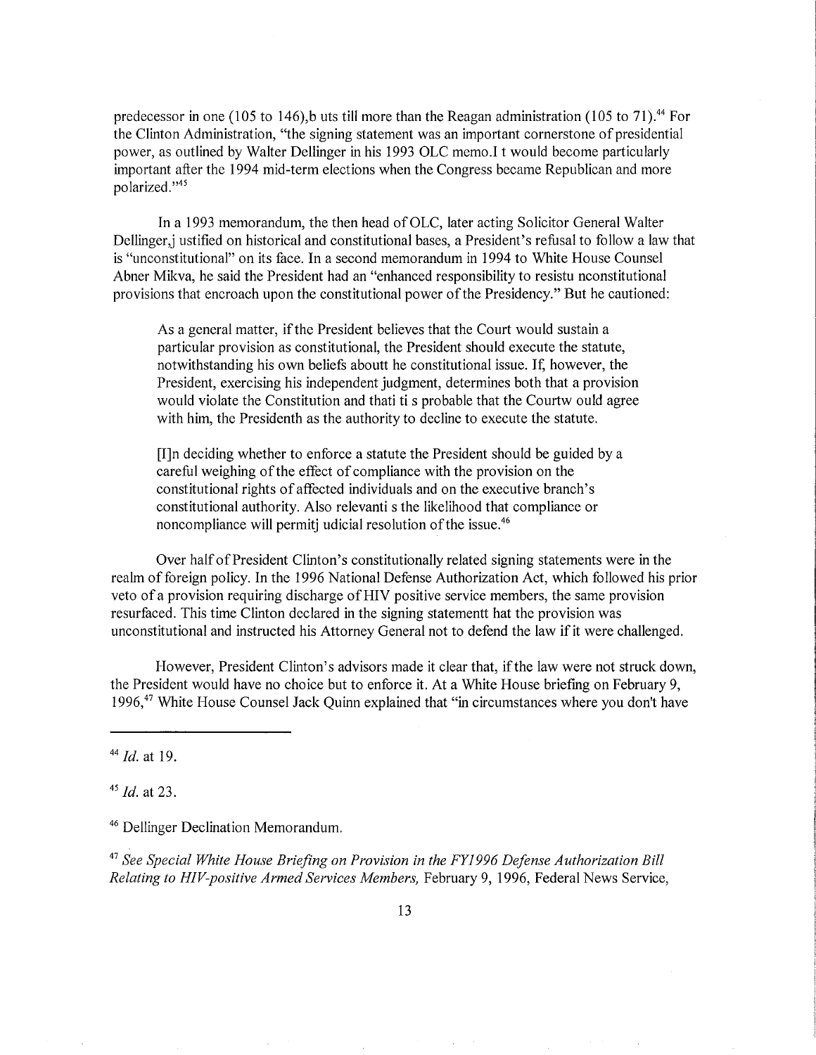predecessor in one (105 to 146), but still more than the Reagan administration (105 to 71).[44] For the Clinton Administration, "the signing statement was an important cornerstone of presidential power, as outlined by Walter Dellinger in his 1993 OLC memo. It would become particularly important after the 1994 mid-term elections when the Congress became Republican and more polarized."[45]

In a 1993 memorandum, the then head of OLC, later acting Solicitor General Walter Dellinger, justified on historical and constitutional bases, a President's refusal to follow a law that is "unconstitutional" on its face. In a second memorandum in 1994 to White House Counsel Abner Mikva, he said the President had an "enhanced responsibility to resist unconstitutional provisions that encroach upon the constitutional power of the Presidency." But he cautioned:

> As a general matter, if the President believes that the Court would sustain a particular provision as constitutional, the President should execute the statute, notwithstanding his own beliefs about the constitutional issue. If, however, the President, exercising his independent judgment, determines both that a provision would violate the Constitution and that it is probable that the Court would agree with him, the President has the authority to decline to execute the statute.
>
> [I]n deciding whether to enforce a statute the President should be guided by a careful weighing of the effect of compliance with the provision on the constitutional rights of affected individuals and on the executive branch's constitutional authority. Also relevant is the likelihood that compliance or noncompliance will permit judicial resolution of the issue.[46]

Over half of President Clinton's constitutionally related signing statements were in the realm of foreign policy. In the 1996 National Defense Authorization Act, which followed his prior veto of a provision requiring discharge of HIV positive service members, the same provision resurfaced. This time Clinton declared in the signing statement that the provision was unconstitutional and instructed his Attorney General not to defend the law if it were challenged.

However, President Clinton's advisors made it clear that, if the law were not struck down, the President would have no choice but to enforce it. At a White House briefing on February 9, 1996,[47] White House Counsel Jack Quinn explained that "in circumstances where you don't have

---

[44] *Id.* at 19.

[45] *Id.* at 23.

[46] Dellinger Declination Memorandum.

[47] *See Special White House Briefing on Provision in the FY1996 Defense Authorization Bill Relating to HIV-positive Armed Services Members,* February 9, 1996, Federal News Service,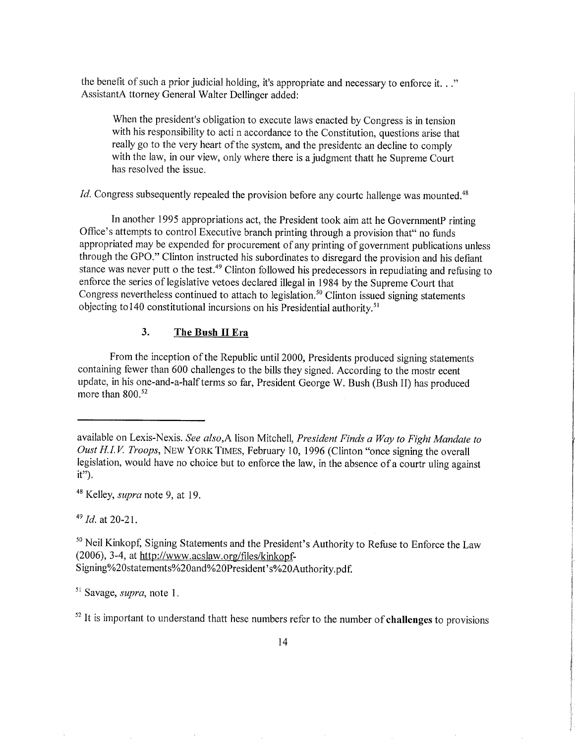the benefit of such a prior judicial holding, it's appropriate and necessary to enforce it. . ." AssistantA ttorney General Walter Dellinger added:

> When the president's obligation to execute laws enacted by Congress is in tension with his responsibility to acti n accordance to the Constitution, questions arise that really go to the very heart of the system, and the presidentc an decline to comply with the law, in our view, only where there is a judgment thatt he Supreme Court has resolved the issue.

*Id.* Congress subsequently repealed the provision before any courtc hallenge was mounted.[48]

In another 1995 appropriations act, the President took aim att he GovernmentP rinting Office's attempts to control Executive branch printing through a provision that" no funds appropriated may be expended for procurement of any printing of government publications unless through the GPO." Clinton instructed his subordinates to disregard the provision and his defiant stance was never putt o the test.[49] Clinton followed his predecessors in repudiating and refusing to enforce the series of legislative vetoes declared illegal in 1984 by the Supreme Court that Congress nevertheless continued to attach to legislation.[50] Clinton issued signing statements objecting to140 constitutional incursions on his Presidential authority.[51]

### 3. **The Bush II Era**

From the inception of the Republic until 2000, Presidents produced signing statements containing fewer than 600 challenges to the bills they signed. According to the mostr ecent update, in his one-and-a-half terms so far, President George W. Bush (Bush II) has produced more than 800.[52]

---

available on Lexis-Nexis. *See also*,A lison Mitchell, *President Finds a Way to Fight Mandate to Oust H.I.V. Troops*, NEW YORK TIMES, February 10, 1996 (Clinton "once signing the overall legislation, would have no choice but to enforce the law, in the absence of a courtr uling against it").

[48] Kelley, *supra* note 9, at 19.

[49] *Id.* at 20-21.

[50] Neil Kinkopf, Signing Statements and the President's Authority to Refuse to Enforce the Law (2006), 3-4, at http://www.acslaw.org/files/kinkopf-Signing%20statements%20and%20President's%20Authority.pdf.

[51] Savage, *supra*, note 1.

[52] It is important to understand thatt hese numbers refer to the number of **challenges** to provisions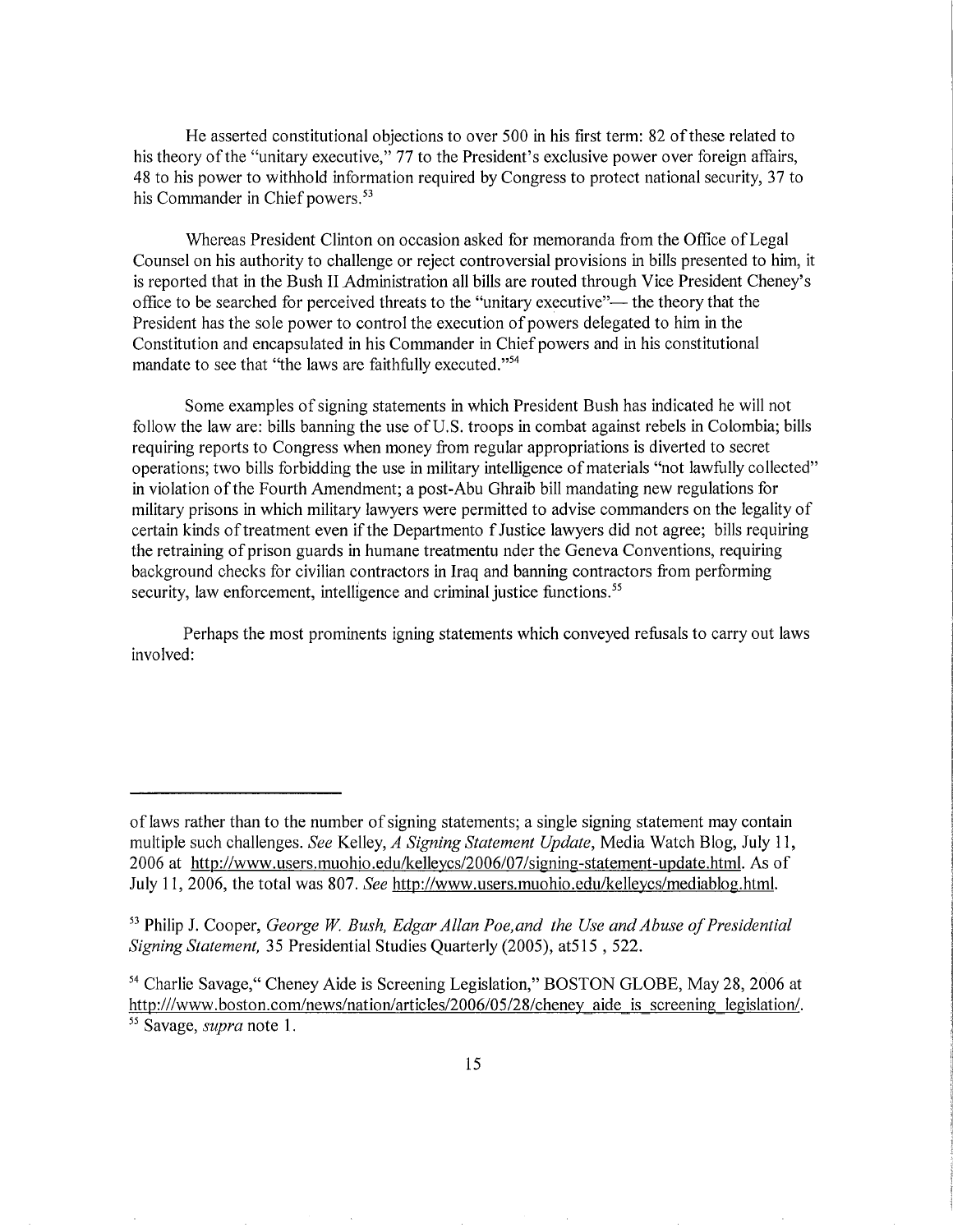He asserted constitutional objections to over 500 in his first term: 82 of these related to his theory of the "unitary executive," 77 to the President's exclusive power over foreign affairs, 48 to his power to withhold information required by Congress to protect national security, 37 to his Commander in Chief powers.[53]

Whereas President Clinton on occasion asked for memoranda from the Office of Legal Counsel on his authority to challenge or reject controversial provisions in bills presented to him, it is reported that in the Bush II Administration all bills are routed through Vice President Cheney's office to be searched for perceived threats to the "unitary executive"— the theory that the President has the sole power to control the execution of powers delegated to him in the Constitution and encapsulated in his Commander in Chief powers and in his constitutional mandate to see that "the laws are faithfully executed."[54]

Some examples of signing statements in which President Bush has indicated he will not follow the law are: bills banning the use of U.S. troops in combat against rebels in Colombia; bills requiring reports to Congress when money from regular appropriations is diverted to secret operations; two bills forbidding the use in military intelligence of materials "not lawfully collected" in violation of the Fourth Amendment; a post-Abu Ghraib bill mandating new regulations for military prisons in which military lawyers were permitted to advise commanders on the legality of certain kinds of treatment even if the Departmento f Justice lawyers did not agree; bills requiring the retraining of prison guards in humane treatmentu nder the Geneva Conventions, requiring background checks for civilian contractors in Iraq and banning contractors from performing security, law enforcement, intelligence and criminal justice functions.[55]

Perhaps the most prominents igning statements which conveyed refusals to carry out laws involved:

---

of laws rather than to the number of signing statements; a single signing statement may contain multiple such challenges. *See* Kelley, *A Signing Statement Update*, Media Watch Blog, July 11, 2006 at http://www.users.muohio.edu/kelleycs/2006/07/signing-statement-update.html. As of July 11, 2006, the total was 807. *See* http://www.users.muohio.edu/kelleycs/mediablog.html.

[53] Philip J. Cooper, *George W. Bush, Edgar Allan Poe,and the Use and Abuse of Presidential Signing Statement,* 35 Presidential Studies Quarterly (2005), at515 , 522.

[54] Charlie Savage," Cheney Aide is Screening Legislation," BOSTON GLOBE, May 28, 2006 at http:///www.boston.com/news/nation/articles/2006/05/28/cheney_aide_is_screening_legislation/.

[55] Savage, *supra* note 1.